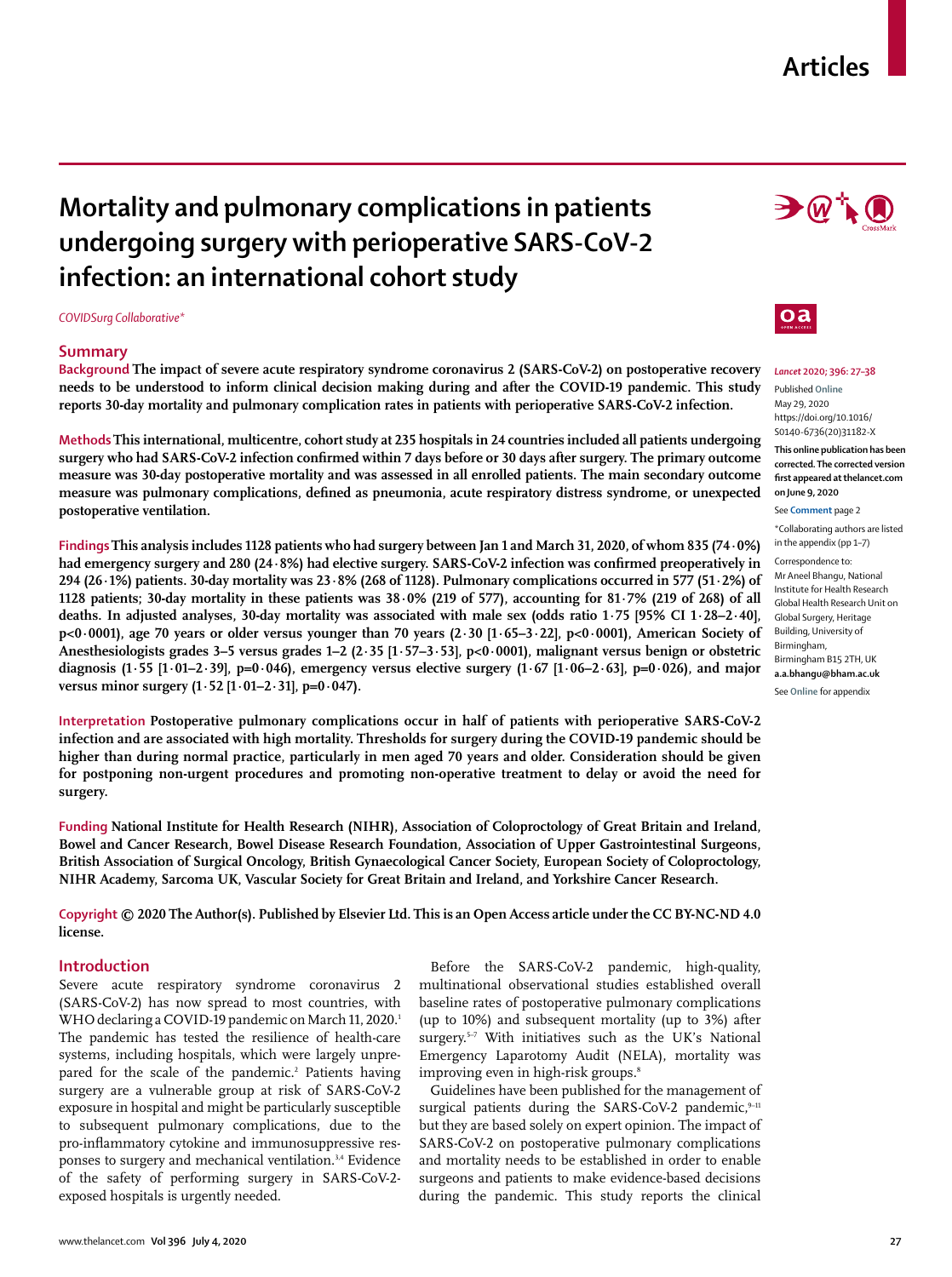# Mortality and pulmonary complications in patients undergoing surgery with perioperative SARS-CoV-2 infection: an international cohort study

*COVIDSurg Collaborative\**

## Summary

**Background** The impact of severe acute respiratory syndrome coronavirus 2 (SARS-CoV-2) on postoperative recovery needs to be understood to inform clinical decision making during and after the COVID-19 pandemic. This study reports 30-day mortality and pulmonary complication rates in patients with perioperative SARS-CoV-2 infection.

**Methods** This international, multicentre, cohort study at 235 hospitals in 24 countries included all patients undergoing surgery who had SARS-CoV-2 infection confirmed within 7 days before or 30 days after surgery. The primary outcome measure was 30-day postoperative mortality and was assessed in all enrolled patients. The main secondary outcome measure was pulmonary complications, defined as pneumonia, acute respiratory distress syndrome, or unexpected postoperative ventilation.

**Findings** This analysis includes 1128 patients who had surgery between Jan 1 and March 31, 2020, of whom 835 (74·0%) had emergency surgery and 280 (24·8%) had elective surgery. SARS-CoV-2 infection was confirmed preoperatively in 294 (26·1%) patients. 30-day mortality was 23·8% (268 of 1128). Pulmonary complications occurred in 577 (51·2%) of 1128 patients; 30-day mortality in these patients was 38·0% (219 of 577), accounting for 81·7% (219 of 268) of all deaths. In adjusted analyses, 30-day mortality was associated with male sex (odds ratio 1·75 [95% CI 1·28–2·40], p<0·0001), age 70 years or older versus younger than 70 years (2·30 [1·65–3·22], p<0·0001), American Society of Anesthesiologists grades 3–5 versus grades 1–2 (2·35 [1·57–3·53], p<0·0001), malignant versus benign or obstetric diagnosis (1·55 [1·01–2·39], p=0·046), emergency versus elective surgery (1·67 [1·06–2·63], p=0·026), and major versus minor surgery (1·52 [1·01–2·31], p=0·047).

**Interpretation** Postoperative pulmonary complications occur in half of patients with perioperative SARS-CoV-2 infection and are associated with high mortality. Thresholds for surgery during the COVID-19 pandemic should be higher than during normal practice, particularly in men aged 70 years and older. Consideration should be given for postponing non-urgent procedures and promoting non-operative treatment to delay or avoid the need for surgery.

**Funding** National Institute for Health Research (NIHR), Association of Coloproctology of Great Britain and Ireland, Bowel and Cancer Research, Bowel Disease Research Foundation, Association of Upper Gastrointestinal Surgeons, British Association of Surgical Oncology, British Gynaecological Cancer Society, European Society of Coloproctology, NIHR Academy, Sarcoma UK, Vascular Society for Great Britain and Ireland, and Yorkshire Cancer Research.

**Copyright** © 2020 The Author(s). Published by Elsevier Ltd. This is an Open Access article under the CC BY-NC-ND 4.0 license.

*Lancet* 2020; 396: 27–38

Published Online May 29, 2020 https://doi.org/10.1016/S0140-6736(20)31182-X

**This online publication has been corrected. The corrected version first appeared at thelancet.com on June 9, 2020**

See Comment page 2

\*Collaborating authors are listed in the appendix (pp 1–7)

Correspondence to: Mr Aneel Bhangu, National Institute for Health Research Global Health Research Unit on Global Surgery, Heritage Building, University of Birmingham, Birmingham B15 2TH, UK **a.a.bhangu@bham.ac.uk**

See Online for appendix

## Introduction

Severe acute respiratory syndrome coronavirus 2 (SARS-CoV-2) has now spread to most countries, with WHO declaring a COVID-19 pandemic on March 11, 2020.[1] The pandemic has tested the resilience of health-care systems, including hospitals, which were largely unprepared for the scale of the pandemic.[2] Patients having surgery are a vulnerable group at risk of SARS-CoV-2 exposure in hospital and might be particularly susceptible to subsequent pulmonary complications, due to the pro-inflammatory cytokine and immunosuppressive responses to surgery and mechanical ventilation.[3,4] Evidence of the safety of performing surgery in SARS-CoV-2-exposed hospitals is urgently needed.

Before the SARS-CoV-2 pandemic, high-quality, multinational observational studies established overall baseline rates of postoperative pulmonary complications (up to 10%) and subsequent mortality (up to 3%) after surgery.[5–7] With initiatives such as the UK's National Emergency Laparotomy Audit (NELA), mortality was improving even in high-risk groups.[8]

Guidelines have been published for the management of surgical patients during the SARS-CoV-2 pandemic,[9–11] but they are based solely on expert opinion. The impact of SARS-CoV-2 on postoperative pulmonary complications and mortality needs to be established in order to enable surgeons and patients to make evidence-based decisions during the pandemic. This study reports the clinical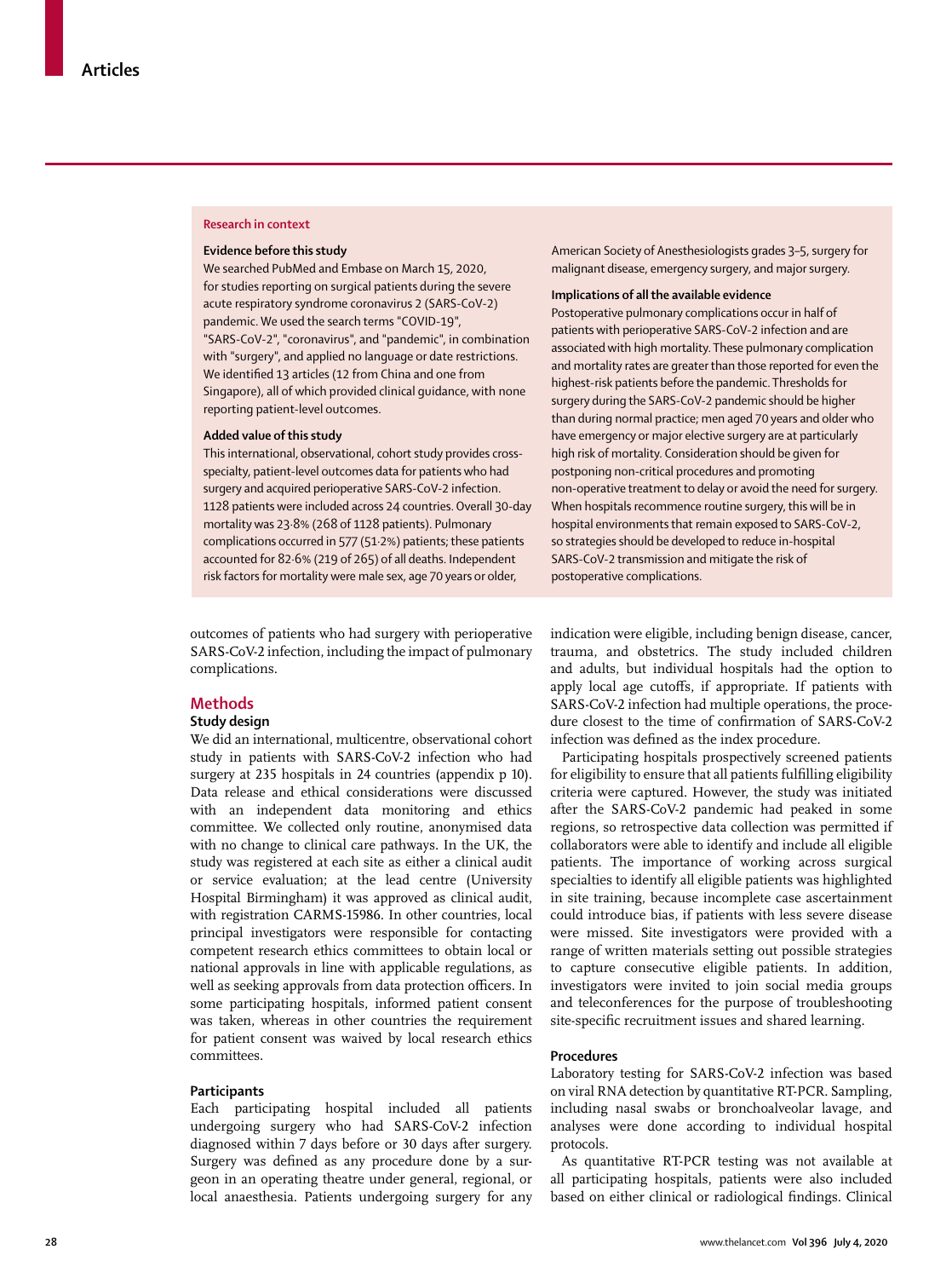## Research in context

### Evidence before this study

We searched PubMed and Embase on March 15, 2020, for studies reporting on surgical patients during the severe acute respiratory syndrome coronavirus 2 (SARS-CoV-2) pandemic. We used the search terms "COVID-19", "SARS-CoV-2", "coronavirus", and "pandemic", in combination with "surgery", and applied no language or date restrictions. We identified 13 articles (12 from China and one from Singapore), all of which provided clinical guidance, with none reporting patient-level outcomes.

### Added value of this study

This international, observational, cohort study provides cross-specialty, patient-level outcomes data for patients who had surgery and acquired perioperative SARS-CoV-2 infection. 1128 patients were included across 24 countries. Overall 30-day mortality was 23·8% (268 of 1128 patients). Pulmonary complications occurred in 577 (51·2%) patients; these patients accounted for 82·6% (219 of 265) of all deaths. Independent risk factors for mortality were male sex, age 70 years or older, American Society of Anesthesiologists grades 3–5, surgery for malignant disease, emergency surgery, and major surgery.

### Implications of all the available evidence

Postoperative pulmonary complications occur in half of patients with perioperative SARS-CoV-2 infection and are associated with high mortality. These pulmonary complication and mortality rates are greater than those reported for even the highest-risk patients before the pandemic. Thresholds for surgery during the SARS-CoV-2 pandemic should be higher than during normal practice; men aged 70 years and older who have emergency or major elective surgery are at particularly high risk of mortality. Consideration should be given for postponing non-critical procedures and promoting non-operative treatment to delay or avoid the need for surgery. When hospitals recommence routine surgery, this will be in hospital environments that remain exposed to SARS-CoV-2, so strategies should be developed to reduce in-hospital SARS-CoV-2 transmission and mitigate the risk of postoperative complications.

outcomes of patients who had surgery with perioperative SARS-CoV-2 infection, including the impact of pulmonary complications.

## Methods

### Study design

We did an international, multicentre, observational cohort study in patients with SARS-CoV-2 infection who had surgery at 235 hospitals in 24 countries (appendix p 10). Data release and ethical considerations were discussed with an independent data monitoring and ethics committee. We collected only routine, anonymised data with no change to clinical care pathways. In the UK, the study was registered at each site as either a clinical audit or service evaluation; at the lead centre (University Hospital Birmingham) it was approved as clinical audit, with registration CARMS-15986. In other countries, local principal investigators were responsible for contacting competent research ethics committees to obtain local or national approvals in line with applicable regulations, as well as seeking approvals from data protection officers. In some participating hospitals, informed patient consent was taken, whereas in other countries the requirement for patient consent was waived by local research ethics committees.

### Participants

Each participating hospital included all patients undergoing surgery who had SARS-CoV-2 infection diagnosed within 7 days before or 30 days after surgery. Surgery was defined as any procedure done by a surgeon in an operating theatre under general, regional, or local anaesthesia. Patients undergoing surgery for any indication were eligible, including benign disease, cancer, trauma, and obstetrics. The study included children and adults, but individual hospitals had the option to apply local age cutoffs, if appropriate. If patients with SARS-CoV-2 infection had multiple operations, the procedure closest to the time of confirmation of SARS-CoV-2 infection was defined as the index procedure.

Participating hospitals prospectively screened patients for eligibility to ensure that all patients fulfilling eligibility criteria were captured. However, the study was initiated after the SARS-CoV-2 pandemic had peaked in some regions, so retrospective data collection was permitted if collaborators were able to identify and include all eligible patients. The importance of working across surgical specialties to identify all eligible patients was highlighted in site training, because incomplete case ascertainment could introduce bias, if patients with less severe disease were missed. Site investigators were provided with a range of written materials setting out possible strategies to capture consecutive eligible patients. In addition, investigators were invited to join social media groups and teleconferences for the purpose of troubleshooting site-specific recruitment issues and shared learning.

### Procedures

Laboratory testing for SARS-CoV-2 infection was based on viral RNA detection by quantitative RT-PCR. Sampling, including nasal swabs or bronchoalveolar lavage, and analyses were done according to individual hospital protocols.

As quantitative RT-PCR testing was not available at all participating hospitals, patients were also included based on either clinical or radiological findings. Clinical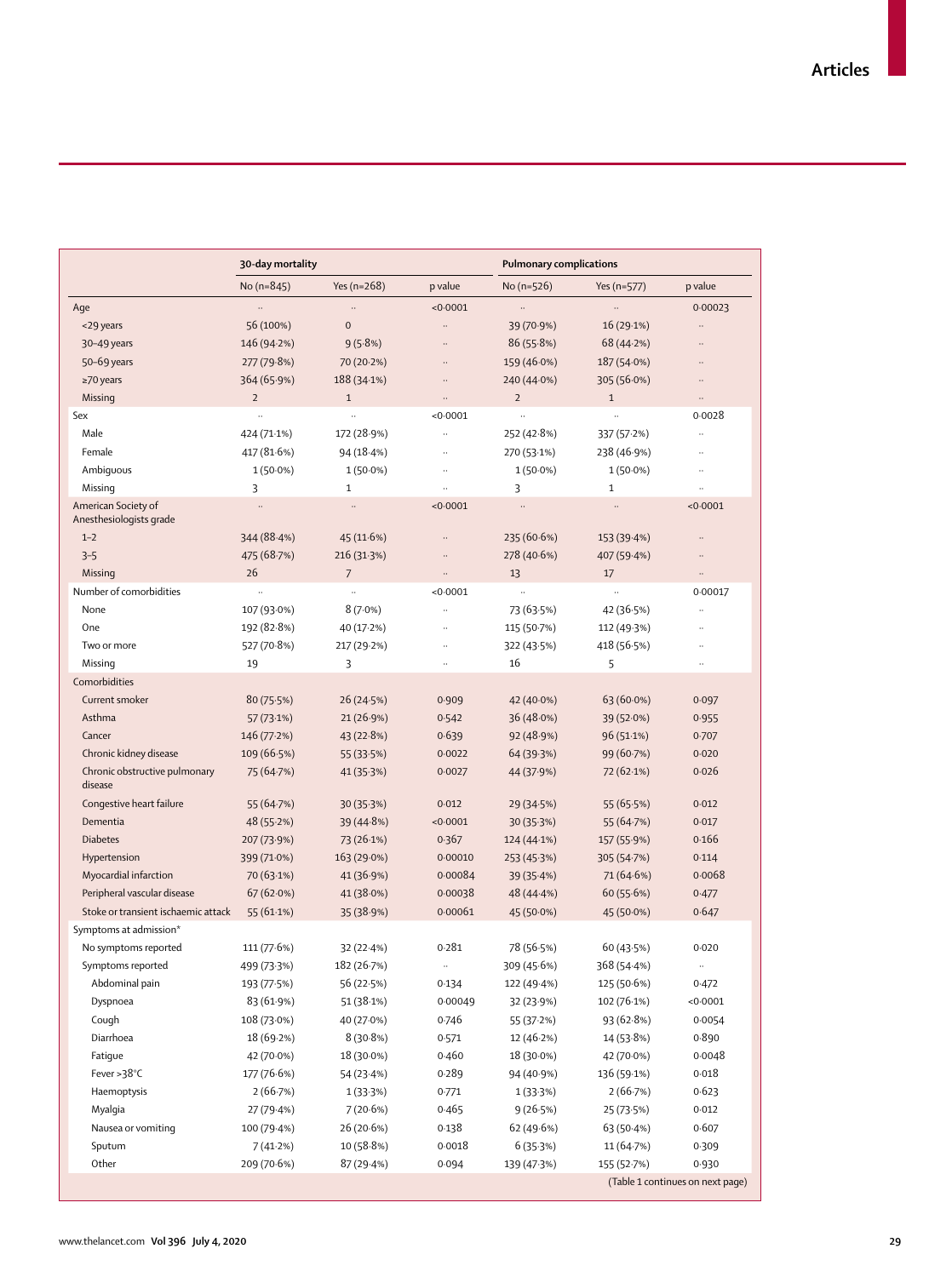| | 30-day mortality | | | Pulmonary complications | | |
|---|---|---|---|---|---|---|
| | No (n=845) | Yes (n=268) | p value | No (n=526) | Yes (n=577) | p value |
| Age | .. | .. | <0·0001 | .. | .. | 0·00023 |
| <29 years | 56 (100%) | 0 | .. | 39 (70·9%) | 16 (29·1%) | .. |
| 30–49 years | 146 (94·2%) | 9 (5·8%) | .. | 86 (55·8%) | 68 (44·2%) | .. |
| 50–69 years | 277 (79·8%) | 70 (20·2%) | .. | 159 (46·0%) | 187 (54·0%) | .. |
| ≥70 years | 364 (65·9%) | 188 (34·1%) | .. | 240 (44·0%) | 305 (56·0%) | .. |
| Missing | 2 | 1 | .. | 2 | 1 | .. |
| Sex | .. | .. | <0·0001 | .. | .. | 0·0028 |
| Male | 424 (71·1%) | 172 (28·9%) | .. | 252 (42·8%) | 337 (57·2%) | .. |
| Female | 417 (81·6%) | 94 (18·4%) | .. | 270 (53·1%) | 238 (46·9%) | .. |
| Ambiguous | 1 (50·0%) | 1 (50·0%) | .. | 1 (50·0%) | 1 (50·0%) | .. |
| Missing | 3 | 1 | .. | 3 | 1 | .. |
| American Society of Anesthesiologists grade | .. | .. | <0·0001 | .. | .. | <0·0001 |
| 1–2 | 344 (88·4%) | 45 (11·6%) | .. | 235 (60·6%) | 153 (39·4%) | .. |
| 3–5 | 475 (68·7%) | 216 (31·3%) | .. | 278 (40·6%) | 407 (59·4%) | .. |
| Missing | 26 | 7 | .. | 13 | 17 | .. |
| Number of comorbidities | .. | .. | <0·0001 | .. | .. | 0·00017 |
| None | 107 (93·0%) | 8 (7·0%) | .. | 73 (63·5%) | 42 (36·5%) | .. |
| One | 192 (82·8%) | 40 (17·2%) | .. | 115 (50·7%) | 112 (49·3%) | .. |
| Two or more | 527 (70·8%) | 217 (29·2%) | .. | 322 (43·5%) | 418 (56·5%) | .. |
| Missing | 19 | 3 | .. | 16 | 5 | .. |
| Comorbidities | | | | | | |
| Current smoker | 80 (75·5%) | 26 (24·5%) | 0·909 | 42 (40·0%) | 63 (60·0%) | 0·097 |
| Asthma | 57 (73·1%) | 21 (26·9%) | 0·542 | 36 (48·0%) | 39 (52·0%) | 0·955 |
| Cancer | 146 (77·2%) | 43 (22·8%) | 0·639 | 92 (48·9%) | 96 (51·1%) | 0·707 |
| Chronic kidney disease | 109 (66·5%) | 55 (33·5%) | 0·0022 | 64 (39·3%) | 99 (60·7%) | 0·020 |
| Chronic obstructive pulmonary disease | 75 (64·7%) | 41 (35·3%) | 0·0027 | 44 (37·9%) | 72 (62·1%) | 0·026 |
| Congestive heart failure | 55 (64·7%) | 30 (35·3%) | 0·012 | 29 (34·5%) | 55 (65·5%) | 0·012 |
| Dementia | 48 (55·2%) | 39 (44·8%) | <0·0001 | 30 (35·3%) | 55 (64·7%) | 0·017 |
| Diabetes | 207 (73·9%) | 73 (26·1%) | 0·367 | 124 (44·1%) | 157 (55·9%) | 0·166 |
| Hypertension | 399 (71·0%) | 163 (29·0%) | 0·00010 | 253 (45·3%) | 305 (54·7%) | 0·114 |
| Myocardial infarction | 70 (63·1%) | 41 (36·9%) | 0·00084 | 39 (35·4%) | 71 (64·6%) | 0·0068 |
| Peripheral vascular disease | 67 (62·0%) | 41 (38·0%) | 0·00038 | 48 (44·4%) | 60 (55·6%) | 0·477 |
| Stoke or transient ischaemic attack | 55 (61·1%) | 35 (38·9%) | 0·00061 | 45 (50·0%) | 45 (50·0%) | 0·647 |
| Symptoms at admission* | | | | | | |
| No symptoms reported | 111 (77·6%) | 32 (22·4%) | 0·281 | 78 (56·5%) | 60 (43·5%) | 0·020 |
| Symptoms reported | 499 (73·3%) | 182 (26·7%) | .. | 309 (45·6%) | 368 (54·4%) | .. |
| Abdominal pain | 193 (77·5%) | 56 (22·5%) | 0·134 | 122 (49·4%) | 125 (50·6%) | 0·472 |
| Dyspnoea | 83 (61·9%) | 51 (38·1%) | 0·00049 | 32 (23·9%) | 102 (76·1%) | <0·0001 |
| Cough | 108 (73·0%) | 40 (27·0%) | 0·746 | 55 (37·2%) | 93 (62·8%) | 0·0054 |
| Diarrhoea | 18 (69·2%) | 8 (30·8%) | 0·571 | 12 (46·2%) | 14 (53·8%) | 0·890 |
| Fatigue | 42 (70·0%) | 18 (30·0%) | 0·460 | 18 (30·0%) | 42 (70·0%) | 0·0048 |
| Fever >38°C | 177 (76·6%) | 54 (23·4%) | 0·289 | 94 (40·9%) | 136 (59·1%) | 0·018 |
| Haemoptysis | 2 (66·7%) | 1 (33·3%) | 0·771 | 1 (33·3%) | 2 (66·7%) | 0·623 |
| Myalgia | 27 (79·4%) | 7 (20·6%) | 0·465 | 9 (26·5%) | 25 (73·5%) | 0·012 |
| Nausea or vomiting | 100 (79·4%) | 26 (20·6%) | 0·138 | 62 (49·6%) | 63 (50·4%) | 0·607 |
| Sputum | 7 (41·2%) | 10 (58·8%) | 0·0018 | 6 (35·3%) | 11 (64·7%) | 0·309 |
| Other | 209 (70·6%) | 87 (29·4%) | 0·094 | 139 (47·3%) | 155 (52·7%) | 0·930 |

(Table 1 continues on next page)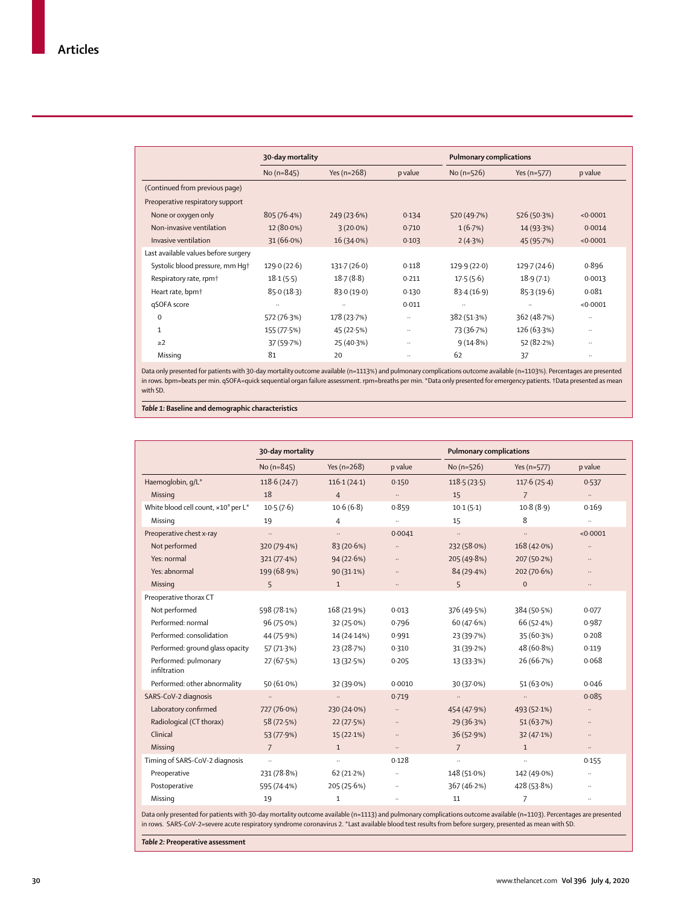| | 30-day mortality | | | Pulmonary complications | | |
|---|---|---|---|---|---|---|
| | No (n=845) | Yes (n=268) | p value | No (n=526) | Yes (n=577) | p value |
| (Continued from previous page) | | | | | | |
| Preoperative respiratory support | | | | | | |
| None or oxygen only | 805 (76·4%) | 249 (23·6%) | 0·134 | 520 (49·7%) | 526 (50·3%) | <0·0001 |
| Non-invasive ventilation | 12 (80·0%) | 3 (20·0%) | 0·710 | 1 (6·7%) | 14 (93·3%) | 0·0014 |
| Invasive ventilation | 31 (66·0%) | 16 (34·0%) | 0·103 | 2 (4·3%) | 45 (95·7%) | <0·0001 |
| Last available values before surgery | | | | | | |
| Systolic blood pressure, mm Hg† | 129·0 (22·6) | 131·7 (26·0) | 0·118 | 129·9 (22·0) | 129·7 (24·6) | 0·896 |
| Respiratory rate, rpm† | 18·1 (5·5) | 18·7 (8·8) | 0·211 | 17·5 (5·6) | 18·9 (7·1) | 0·0013 |
| Heart rate, bpm† | 85·0 (18·3) | 83·0 (19·0) | 0·130 | 83·4 (16·9) | 85·3 (19·6) | 0·081 |
| qSOFA score | .. | .. | 0·011 | .. | .. | <0·0001 |
| 0 | 572 (76·3%) | 178 (23·7%) | .. | 382 (51·3%) | 362 (48·7%) | .. |
| 1 | 155 (77·5%) | 45 (22·5%) | .. | 73 (36·7%) | 126 (63·3%) | .. |
| ≥2 | 37 (59·7%) | 25 (40·3%) | .. | 9 (14·8%) | 52 (82·2%) | .. |
| Missing | 81 | 20 | .. | 62 | 37 | .. |

Data only presented for patients with 30-day mortality outcome available (n=1113%) and pulmonary complications outcome available (n=1103%). Percentages are presented in rows. bpm=beats per min. qSOFA=quick sequential organ failure assessment. rpm=breaths per min. *Data only presented for emergency patients. †Data presented as mean with SD.

***Table 1:*** **Baseline and demographic characteristics**

| | 30-day mortality | | | Pulmonary complications | | |
|---|---|---|---|---|---|---|
| | No (n=845) | Yes (n=268) | p value | No (n=526) | Yes (n=577) | p value |
| Haemoglobin, g/L* | 118·6 (24·7) | 116·1 (24·1) | 0·150 | 118·5 (23·5) | 117·6 (25·4) | 0·537 |
| Missing | 18 | 4 | .. | 15 | 7 | .. |
| White blood cell count, $\times10^9$ per L* | 10·5 (7·6) | 10·6 (6·8) | 0·859 | 10·1 (5·1) | 10·8 (8·9) | 0·169 |
| Missing | 19 | 4 | .. | 15 | 8 | .. |
| Preoperative chest x-ray | .. | .. | 0·0041 | .. | .. | <0·0001 |
| Not performed | 320 (79·4%) | 83 (20·6%) | .. | 232 (58·0%) | 168 (42·0%) | .. |
| Yes: normal | 321 (77·4%) | 94 (22·6%) | .. | 205 (49·8%) | 207 (50·2%) | .. |
| Yes: abnormal | 199 (68·9%) | 90 (31·1%) | .. | 84 (29·4%) | 202 (70·6%) | .. |
| Missing | 5 | 1 | .. | 5 | 0 | .. |
| Preoperative thorax CT | | | | | | |
| Not performed | 598 (78·1%) | 168 (21·9%) | 0·013 | 376 (49·5%) | 384 (50·5%) | 0·077 |
| Performed: normal | 96 (75·0%) | 32 (25·0%) | 0·796 | 60 (47·6%) | 66 (52·4%) | 0·987 |
| Performed: consolidation | 44 (75·9%) | 14 (24·14%) | 0·991 | 23 (39·7%) | 35 (60·3%) | 0·208 |
| Performed: ground glass opacity | 57 (71·3%) | 23 (28·7%) | 0·310 | 31 (39·2%) | 48 (60·8%) | 0·119 |
| Performed: pulmonary infiltration | 27 (67·5%) | 13 (32·5%) | 0·205 | 13 (33·3%) | 26 (66·7%) | 0·068 |
| Performed: other abnormality | 50 (61·0%) | 32 (39·0%) | 0·0010 | 30 (37·0%) | 51 (63·0%) | 0·046 |
| SARS-CoV-2 diagnosis | .. | .. | 0·719 | .. | .. | 0·085 |
| Laboratory confirmed | 727 (76·0%) | 230 (24·0%) | .. | 454 (47·9%) | 493 (52·1%) | .. |
| Radiological (CT thorax) | 58 (72·5%) | 22 (27·5%) | .. | 29 (36·3%) | 51 (63·7%) | .. |
| Clinical | 53 (77·9%) | 15 (22·1%) | .. | 36 (52·9%) | 32 (47·1%) | .. |
| Missing | 7 | 1 | .. | 7 | 1 | .. |
| Timing of SARS-CoV-2 diagnosis | .. | .. | 0·128 | .. | .. | 0·155 |
| Preoperative | 231 (78·8%) | 62 (21·2%) | .. | 148 (51·0%) | 142 (49·0%) | .. |
| Postoperative | 595 (74·4%) | 205 (25·6%) | .. | 367 (46·2%) | 428 (53·8%) | .. |
| Missing | 19 | 1 | .. | 11 | 7 | .. |

Data only presented for patients with 30-day mortality outcome available (n=1113) and pulmonary complications outcome available (n=1103). Percentages are presented in rows. SARS-CoV-2=severe acute respiratory syndrome coronavirus 2. *Last available blood test results from before surgery, presented as mean with SD.

***Table 2:*** **Preoperative assessment**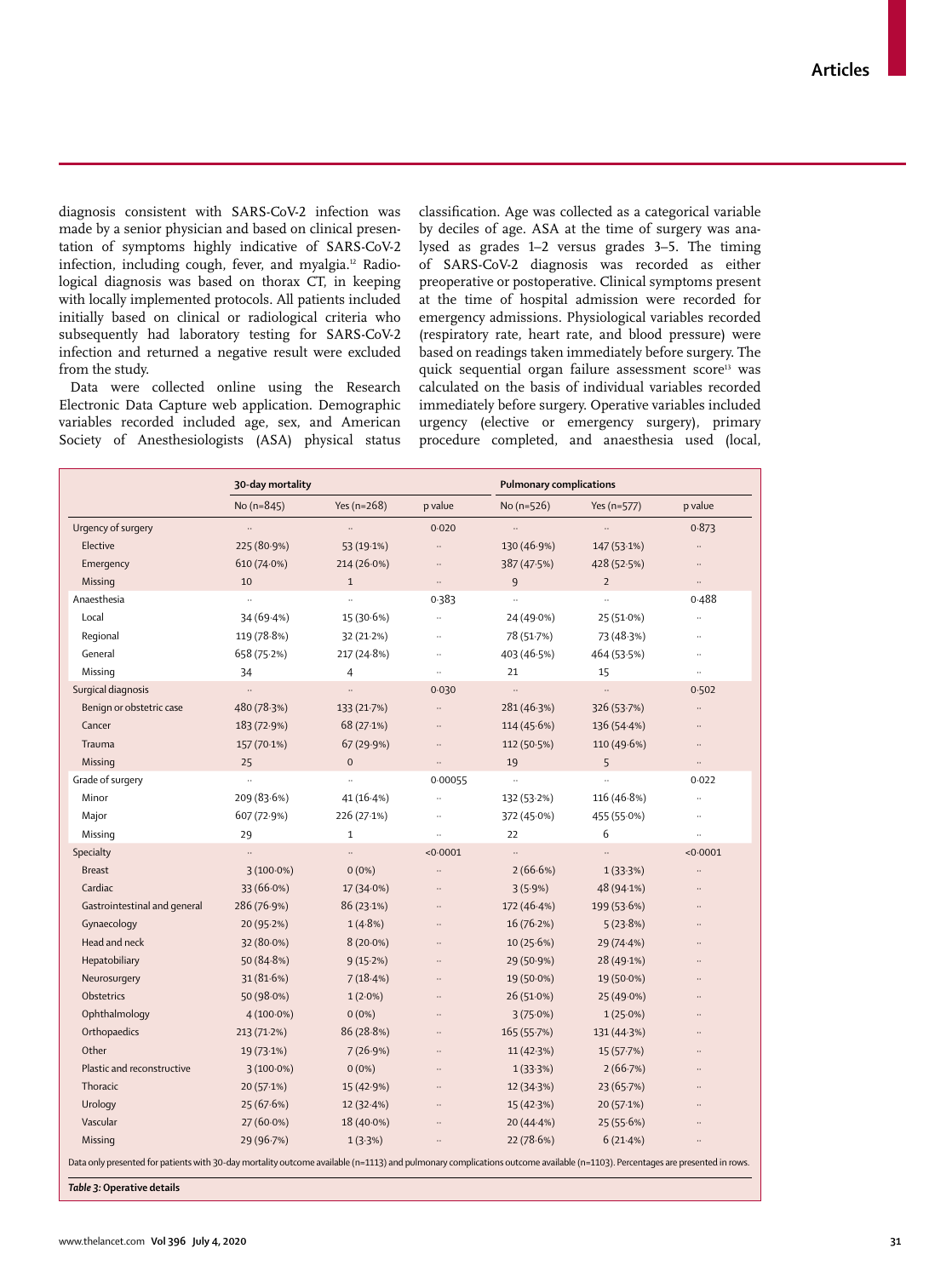diagnosis consistent with SARS-CoV-2 infection was made by a senior physician and based on clinical presentation of symptoms highly indicative of SARS-CoV-2 infection, including cough, fever, and myalgia.[12] Radiological diagnosis was based on thorax CT, in keeping with locally implemented protocols. All patients included initially based on clinical or radiological criteria who subsequently had laboratory testing for SARS-CoV-2 infection and returned a negative result were excluded from the study.

Data were collected online using the Research Electronic Data Capture web application. Demographic variables recorded included age, sex, and American Society of Anesthesiologists (ASA) physical status classification. Age was collected as a categorical variable by deciles of age. ASA at the time of surgery was analysed as grades 1–2 versus grades 3–5. The timing of SARS-CoV-2 diagnosis was recorded as either preoperative or postoperative. Clinical symptoms present at the time of hospital admission were recorded for emergency admissions. Physiological variables recorded (respiratory rate, heart rate, and blood pressure) were based on readings taken immediately before surgery. The quick sequential organ failure assessment score[13] was calculated on the basis of individual variables recorded immediately before surgery. Operative variables included urgency (elective or emergency surgery), primary procedure completed, and anaesthesia used (local,

| | 30-day mortality | | | Pulmonary complications | | |
|---|---|---|---|---|---|---|
| | No (n=845) | Yes (n=268) | p value | No (n=526) | Yes (n=577) | p value |
| Urgency of surgery | .. | .. | 0·020 | .. | .. | 0·873 |
| Elective | 225 (80·9%) | 53 (19·1%) | .. | 130 (46·9%) | 147 (53·1%) | .. |
| Emergency | 610 (74·0%) | 214 (26·0%) | .. | 387 (47·5%) | 428 (52·5%) | .. |
| Missing | 10 | 1 | .. | 9 | 2 | .. |
| Anaesthesia | .. | .. | 0·383 | .. | .. | 0·488 |
| Local | 34 (69·4%) | 15 (30·6%) | .. | 24 (49·0%) | 25 (51·0%) | .. |
| Regional | 119 (78·8%) | 32 (21·2%) | .. | 78 (51·7%) | 73 (48·3%) | .. |
| General | 658 (75·2%) | 217 (24·8%) | .. | 403 (46·5%) | 464 (53·5%) | .. |
| Missing | 34 | 4 | .. | 21 | 15 | .. |
| Surgical diagnosis | .. | .. | 0·030 | .. | .. | 0·502 |
| Benign or obstetric case | 480 (78·3%) | 133 (21·7%) | .. | 281 (46·3%) | 326 (53·7%) | .. |
| Cancer | 183 (72·9%) | 68 (27·1%) | .. | 114 (45·6%) | 136 (54·4%) | .. |
| Trauma | 157 (70·1%) | 67 (29·9%) | .. | 112 (50·5%) | 110 (49·6%) | .. |
| Missing | 25 | 0 | .. | 19 | 5 | .. |
| Grade of surgery | .. | .. | 0·00055 | .. | .. | 0·022 |
| Minor | 209 (83·6%) | 41 (16·4%) | .. | 132 (53·2%) | 116 (46·8%) | .. |
| Major | 607 (72·9%) | 226 (27·1%) | .. | 372 (45·0%) | 455 (55·0%) | .. |
| Missing | 29 | 1 | .. | 22 | 6 | .. |
| Specialty | .. | .. | <0·0001 | .. | .. | <0·0001 |
| Breast | 3 (100·0%) | 0 (0%) | .. | 2 (66·6%) | 1 (33·3%) | .. |
| Cardiac | 33 (66·0%) | 17 (34·0%) | .. | 3 (5·9%) | 48 (94·1%) | .. |
| Gastrointestinal and general | 286 (76·9%) | 86 (23·1%) | .. | 172 (46·4%) | 199 (53·6%) | .. |
| Gynaecology | 20 (95·2%) | 1 (4·8%) | .. | 16 (76·2%) | 5 (23·8%) | .. |
| Head and neck | 32 (80·0%) | 8 (20·0%) | .. | 10 (25·6%) | 29 (74·4%) | .. |
| Hepatobiliary | 50 (84·8%) | 9 (15·2%) | .. | 29 (50·9%) | 28 (49·1%) | .. |
| Neurosurgery | 31 (81·6%) | 7 (18·4%) | .. | 19 (50·0%) | 19 (50·0%) | .. |
| Obstetrics | 50 (98·0%) | 1 (2·0%) | .. | 26 (51·0%) | 25 (49·0%) | .. |
| Ophthalmology | 4 (100·0%) | 0 (0%) | .. | 3 (75·0%) | 1 (25·0%) | .. |
| Orthopaedics | 213 (71·2%) | 86 (28·8%) | .. | 165 (55·7%) | 131 (44·3%) | .. |
| Other | 19 (73·1%) | 7 (26·9%) | .. | 11 (42·3%) | 15 (57·7%) | .. |
| Plastic and reconstructive | 3 (100·0%) | 0 (0%) | .. | 1 (33·3%) | 2 (66·7%) | .. |
| Thoracic | 20 (57·1%) | 15 (42·9%) | .. | 12 (34·3%) | 23 (65·7%) | .. |
| Urology | 25 (67·6%) | 12 (32·4%) | .. | 15 (42·3%) | 20 (57·1%) | .. |
| Vascular | 27 (60·0%) | 18 (40·0%) | .. | 20 (44·4%) | 25 (55·6%) | .. |
| Missing | 29 (96·7%) | 1 (3·3%) | .. | 22 (78·6%) | 6 (21·4%) | .. |

Data only presented for patients with 30-day mortality outcome available (n=1113) and pulmonary complications outcome available (n=1103). Percentages are presented in rows.

***Table 3:*** **Operative details**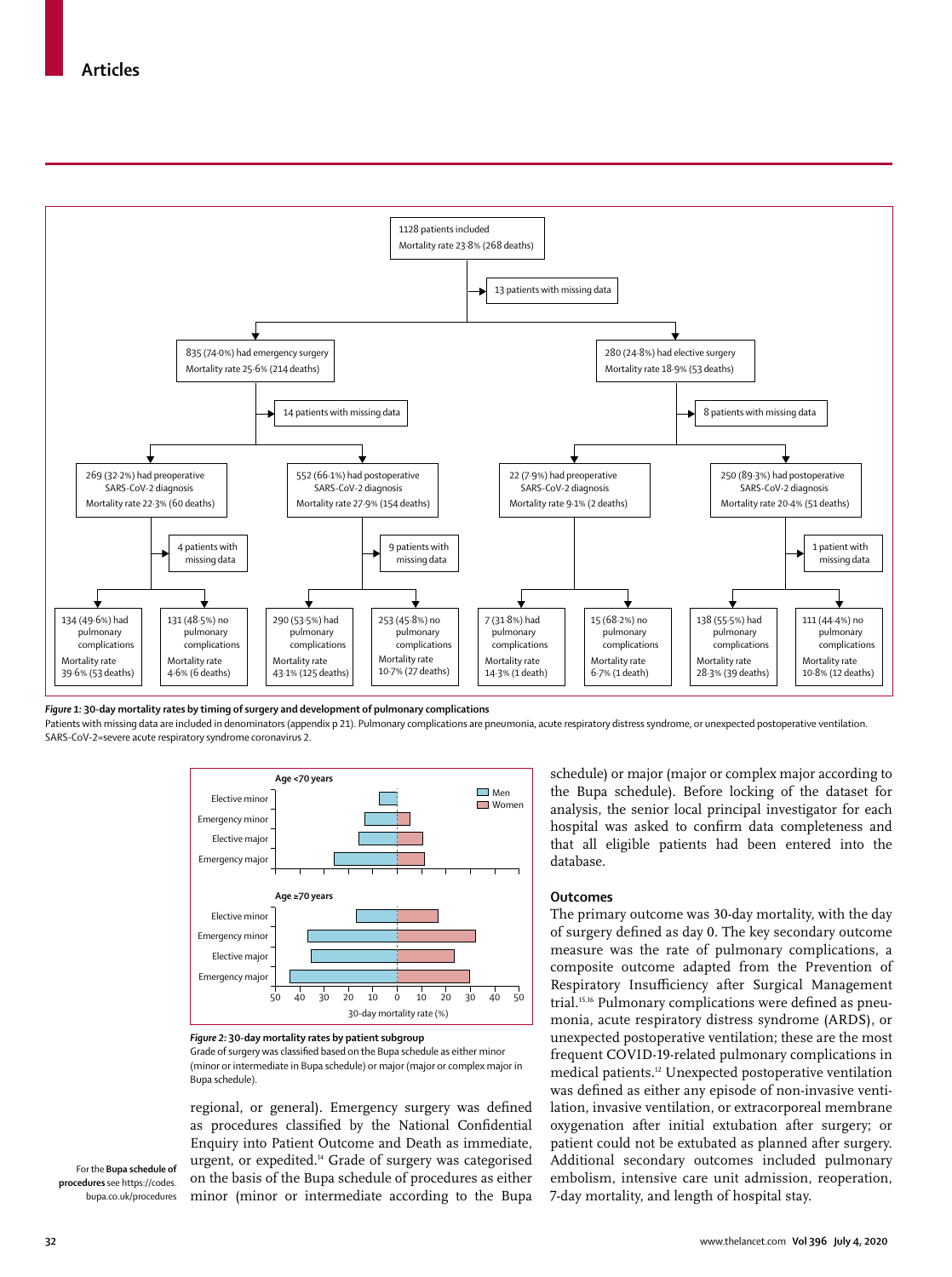1128 patients included
Mortality rate 23·8% (268 deaths)

13 patients with missing data

835 (74·0%) had emergency surgery
Mortality rate 25·6% (214 deaths)

280 (24·8%) had elective surgery
Mortality rate 18·9% (53 deaths)

14 patients with missing data

8 patients with missing data

269 (32·2%) had preoperative SARS-CoV-2 diagnosis
Mortality rate 22·3% (60 deaths)

552 (66·1%) had postoperative SARS-CoV-2 diagnosis
Mortality rate 27·9% (154 deaths)

22 (7·9%) had preoperative SARS-CoV-2 diagnosis
Mortality rate 9·1% (2 deaths)

250 (89·3%) had postoperative SARS-CoV-2 diagnosis
Mortality rate 20·4% (51 deaths)

4 patients with missing data

9 patients with missing data

1 patient with missing data

134 (49·6%) had pulmonary complications
Mortality rate 39·6% (53 deaths)

131 (48·5%) no pulmonary complications
Mortality rate 4·6% (6 deaths)

290 (53·5%) had pulmonary complications
Mortality rate 43·1% (125 deaths)

253 (45·8%) no pulmonary complications
Mortality rate 10·7% (27 deaths)

7 (31·8%) had pulmonary complications
Mortality rate 14·3% (1 death)

15 (68·2%) no pulmonary complications
Mortality rate 6·7% (1 death)

138 (55·5%) had pulmonary complications
Mortality rate 28·3% (39 deaths)

111 (44·4%) no pulmonary complications
Mortality rate 10·8% (12 deaths)

***Figure 1:*** **30-day mortality rates by timing of surgery and development of pulmonary complications**
Patients with missing data are included in denominators (appendix p 21). Pulmonary complications are pneumonia, acute respiratory distress syndrome, or unexpected postoperative ventilation. SARS-CoV-2=severe acute respiratory syndrome coronavirus 2.

***Figure 2:*** **30-day mortality rates by patient subgroup**
Grade of surgery was classified based on the Bupa schedule as either minor (minor or intermediate in Bupa schedule) or major (major or complex major in Bupa schedule).

regional, or general). Emergency surgery was defined as procedures classified by the National Confidential Enquiry into Patient Outcome and Death as immediate, urgent, or expedited.[14] Grade of surgery was categorised on the basis of the Bupa schedule of procedures as either minor (minor or intermediate according to the Bupa schedule) or major (major or complex major according to the Bupa schedule). Before locking of the dataset for analysis, the senior local principal investigator for each hospital was asked to confirm data completeness and that all eligible patients had been entered into the database.

For the **Bupa schedule of procedures** see https://codes.bupa.co.uk/procedures

### Outcomes

The primary outcome was 30-day mortality, with the day of surgery defined as day 0. The key secondary outcome measure was the rate of pulmonary complications, a composite outcome adapted from the Prevention of Respiratory Insufficiency after Surgical Management trial.[15,16] Pulmonary complications were defined as pneumonia, acute respiratory distress syndrome (ARDS), or unexpected postoperative ventilation; these are the most frequent COVID-19-related pulmonary complications in medical patients.[12] Unexpected postoperative ventilation was defined as either any episode of non-invasive ventilation, invasive ventilation, or extracorporeal membrane oxygenation after initial extubation after surgery; or patient could not be extubated as planned after surgery. Additional secondary outcomes included pulmonary embolism, intensive care unit admission, reoperation, 7-day mortality, and length of hospital stay.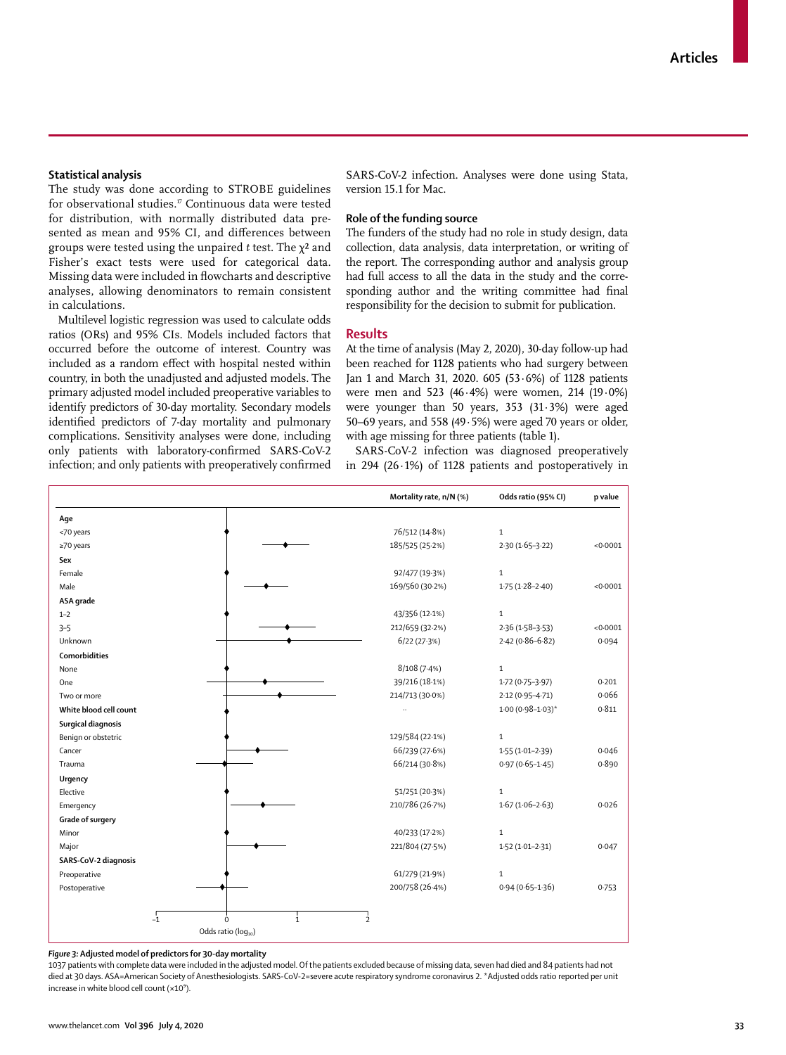### Statistical analysis

The study was done according to STROBE guidelines for observational studies.[17] Continuous data were tested for distribution, with normally distributed data presented as mean and 95% CI, and differences between groups were tested using the unpaired *t* test. The $\chi^2$ and Fisher's exact tests were used for categorical data. Missing data were included in flowcharts and descriptive analyses, allowing denominators to remain consistent in calculations.

Multilevel logistic regression was used to calculate odds ratios (ORs) and 95% CIs. Models included factors that occurred before the outcome of interest. Country was included as a random effect with hospital nested within country, in both the unadjusted and adjusted models. The primary adjusted model included preoperative variables to identify predictors of 30-day mortality. Secondary models identified predictors of 7-day mortality and pulmonary complications. Sensitivity analyses were done, including only patients with laboratory-confirmed SARS-CoV-2 infection; and only patients with preoperatively confirmed SARS-CoV-2 infection. Analyses were done using Stata, version 15.1 for Mac.

### Role of the funding source

The funders of the study had no role in study design, data collection, data analysis, data interpretation, or writing of the report. The corresponding author and analysis group had full access to all the data in the study and the corresponding author and the writing committee had final responsibility for the decision to submit for publication.

## Results

At the time of analysis (May 2, 2020), 30-day follow-up had been reached for 1128 patients who had surgery between Jan 1 and March 31, 2020. 605 (53·6%) of 1128 patients were men and 523 (46·4%) were women, 214 (19·0%) were younger than 50 years, 353 (31·3%) were aged 50–69 years, and 558 (49·5%) were aged 70 years or older, with age missing for three patients (table 1).

SARS-CoV-2 infection was diagnosed preoperatively in 294 (26·1%) of 1128 patients and postoperatively in

| | Mortality rate, n/N (%) | Odds ratio (95% CI) | p value |
|---|---|---|---|
| **Age** | | | |
| <70 years | 76/512 (14·8%) | 1 | |
| ≥70 years | 185/525 (25·2%) | 2·30 (1·65–3·22) | <0·0001 |
| **Sex** | | | |
| Female | 92/477 (19·3%) | 1 | |
| Male | 169/560 (30·2%) | 1·75 (1·28–2·40) | <0·0001 |
| **ASA grade** | | | |
| 1–2 | 43/356 (12·1%) | 1 | |
| 3–5 | 212/659 (32·2%) | 2·36 (1·58–3·53) | <0·0001 |
| Unknown | 6/22 (27·3%) | 2·42 (0·86–6·82) | 0·094 |
| **Comorbidities** | | | |
| None | 8/108 (7·4%) | 1 | |
| One | 39/216 (18·1%) | 1·72 (0·75–3·97) | 0·201 |
| Two or more | 214/713 (30·0%) | 2·12 (0·95–4·71) | 0·066 |
| **White blood cell count** | .. | 1·00 (0·98–1·03)* | 0·811 |
| **Surgical diagnosis** | | | |
| Benign or obstetric | 129/584 (22·1%) | 1 | |
| Cancer | 66/239 (27·6%) | 1·55 (1·01–2·39) | 0·046 |
| Trauma | 66/214 (30·8%) | 0·97 (0·65–1·45) | 0·890 |
| **Urgency** | | | |
| Elective | 51/251 (20·3%) | 1 | |
| Emergency | 210/786 (26·7%) | 1·67 (1·06–2·63) | 0·026 |
| **Grade of surgery** | | | |
| Minor | 40/233 (17·2%) | 1 | |
| Major | 221/804 (27·5%) | 1·52 (1·01–2·31) | 0·047 |
| **SARS-CoV-2 diagnosis** | | | |
| Preoperative | 61/279 (21·9%) | 1 | |
| Postoperative | 200/758 (26·4%) | 0·94 (0·65–1·36) | 0·753 |

*Figure 3:* **Adjusted model of predictors for 30-day mortality**

1037 patients with complete data were included in the adjusted model. Of the patients excluded because of missing data, seven had died and 84 patients had not died at 30 days. ASA=American Society of Anesthesiologists. SARS-CoV-2=severe acute respiratory syndrome coronavirus 2. *Adjusted odds ratio reported per unit increase in white blood cell count ($\times 10^9$).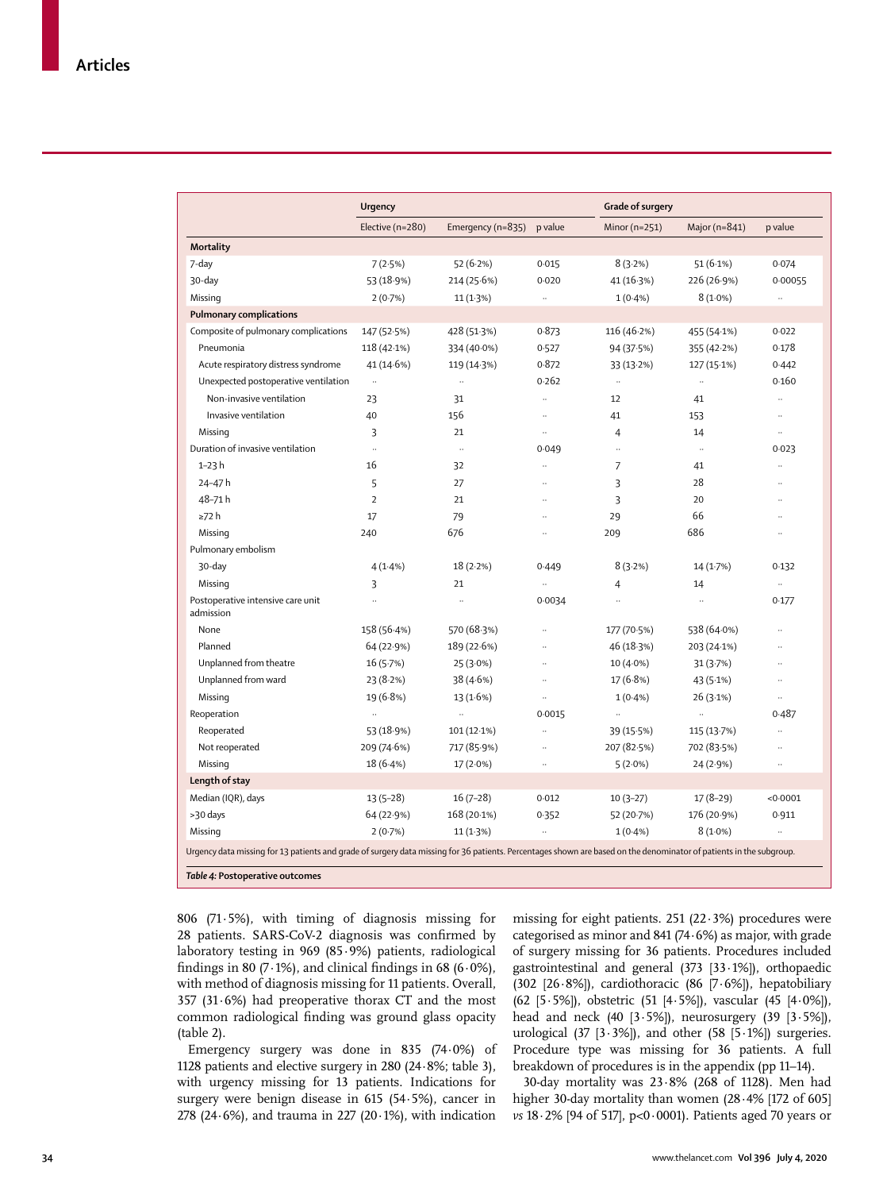| | Urgency | | | Grade of surgery | | |
|---|---|---|---|---|---|---|
| | Elective (n=280) | Emergency (n=835) | p value | Minor (n=251) | Major (n=841) | p value |
| **Mortality** | | | | | | |
| 7-day | 7 (2·5%) | 52 (6·2%) | 0·015 | 8 (3·2%) | 51 (6·1%) | 0·074 |
| 30-day | 53 (18·9%) | 214 (25·6%) | 0·020 | 41 (16·3%) | 226 (26·9%) | 0·00055 |
| Missing | 2 (0·7%) | 11 (1·3%) | .. | 1 (0·4%) | 8 (1·0%) | .. |
| **Pulmonary complications** | | | | | | |
| Composite of pulmonary complications | 147 (52·5%) | 428 (51·3%) | 0·873 | 116 (46·2%) | 455 (54·1%) | 0·022 |
| Pneumonia | 118 (42·1%) | 334 (40·0%) | 0·527 | 94 (37·5%) | 355 (42·2%) | 0·178 |
| Acute respiratory distress syndrome | 41 (14·6%) | 119 (14·3%) | 0·872 | 33 (13·2%) | 127 (15·1%) | 0·442 |
| Unexpected postoperative ventilation | .. | .. | 0·262 | .. | .. | 0·160 |
| Non-invasive ventilation | 23 | 31 | .. | 12 | 41 | .. |
| Invasive ventilation | 40 | 156 | .. | 41 | 153 | .. |
| Missing | 3 | 21 | .. | 4 | 14 | .. |
| Duration of invasive ventilation | .. | .. | 0·049 | .. | .. | 0·023 |
| 1–23 h | 16 | 32 | .. | 7 | 41 | .. |
| 24–47 h | 5 | 27 | .. | 3 | 28 | .. |
| 48–71 h | 2 | 21 | .. | 3 | 20 | .. |
| ≥72 h | 17 | 79 | .. | 29 | 66 | .. |
| Missing | 240 | 676 | .. | 209 | 686 | .. |
| Pulmonary embolism | | | | | | |
| 30-day | 4 (1·4%) | 18 (2·2%) | 0·449 | 8 (3·2%) | 14 (1·7%) | 0·132 |
| Missing | 3 | 21 | .. | 4 | 14 | .. |
| Postoperative intensive care unit admission | .. | .. | 0·0034 | .. | .. | 0·177 |
| None | 158 (56·4%) | 570 (68·3%) | .. | 177 (70·5%) | 538 (64·0%) | .. |
| Planned | 64 (22·9%) | 189 (22·6%) | .. | 46 (18·3%) | 203 (24·1%) | .. |
| Unplanned from theatre | 16 (5·7%) | 25 (3·0%) | .. | 10 (4·0%) | 31 (3·7%) | .. |
| Unplanned from ward | 23 (8·2%) | 38 (4·6%) | .. | 17 (6·8%) | 43 (5·1%) | .. |
| Missing | 19 (6·8%) | 13 (1·6%) | .. | 1 (0·4%) | 26 (3·1%) | .. |
| Reoperation | .. | .. | 0·0015 | .. | .. | 0·487 |
| Reoperated | 53 (18·9%) | 101 (12·1%) | .. | 39 (15·5%) | 115 (13·7%) | .. |
| Not reoperated | 209 (74·6%) | 717 (85·9%) | .. | 207 (82·5%) | 702 (83·5%) | .. |
| Missing | 18 (6·4%) | 17 (2·0%) | .. | 5 (2·0%) | 24 (2·9%) | .. |
| **Length of stay** | | | | | | |
| Median (IQR), days | 13 (5–28) | 16 (7–28) | 0·012 | 10 (3–27) | 17 (8–29) | <0·0001 |
| >30 days | 64 (22·9%) | 168 (20·1%) | 0·352 | 52 (20·7%) | 176 (20·9%) | 0·911 |
| Missing | 2 (0·7%) | 11 (1·3%) | .. | 1 (0·4%) | 8 (1·0%) | .. |

Urgency data missing for 13 patients and grade of surgery data missing for 36 patients. Percentages shown are based on the denominator of patients in the subgroup.

*Table 4:* **Postoperative outcomes**

806 (71·5%), with timing of diagnosis missing for 28 patients. SARS-CoV-2 diagnosis was confirmed by laboratory testing in 969 (85·9%) patients, radiological findings in 80 (7·1%), and clinical findings in 68 (6·0%), with method of diagnosis missing for 11 patients. Overall, 357 (31·6%) had preoperative thorax CT and the most common radiological finding was ground glass opacity (table 2).

Emergency surgery was done in 835 (74·0%) of 1128 patients and elective surgery in 280 (24·8%; table 3), with urgency missing for 13 patients. Indications for surgery were benign disease in 615 (54·5%), cancer in 278 (24·6%), and trauma in 227 (20·1%), with indication missing for eight patients. 251 (22·3%) procedures were categorised as minor and 841 (74·6%) as major, with grade of surgery missing for 36 patients. Procedures included gastrointestinal and general (373 [33·1%]), orthopaedic (302 [26·8%]), cardiothoracic (86 [7·6%]), hepatobiliary (62 [5·5%]), obstetric (51 [4·5%]), vascular (45 [4·0%]), head and neck (40 [3·5%]), neurosurgery (39 [3·5%]), urological (37 [3·3%]), and other (58 [5·1%]) surgeries. Procedure type was missing for 36 patients. A full breakdown of procedures is in the appendix (pp 11–14).

30-day mortality was 23·8% (268 of 1128). Men had higher 30-day mortality than women (28·4% [172 of 605] *vs* 18·2% [94 of 517], p<0·0001). Patients aged 70 years or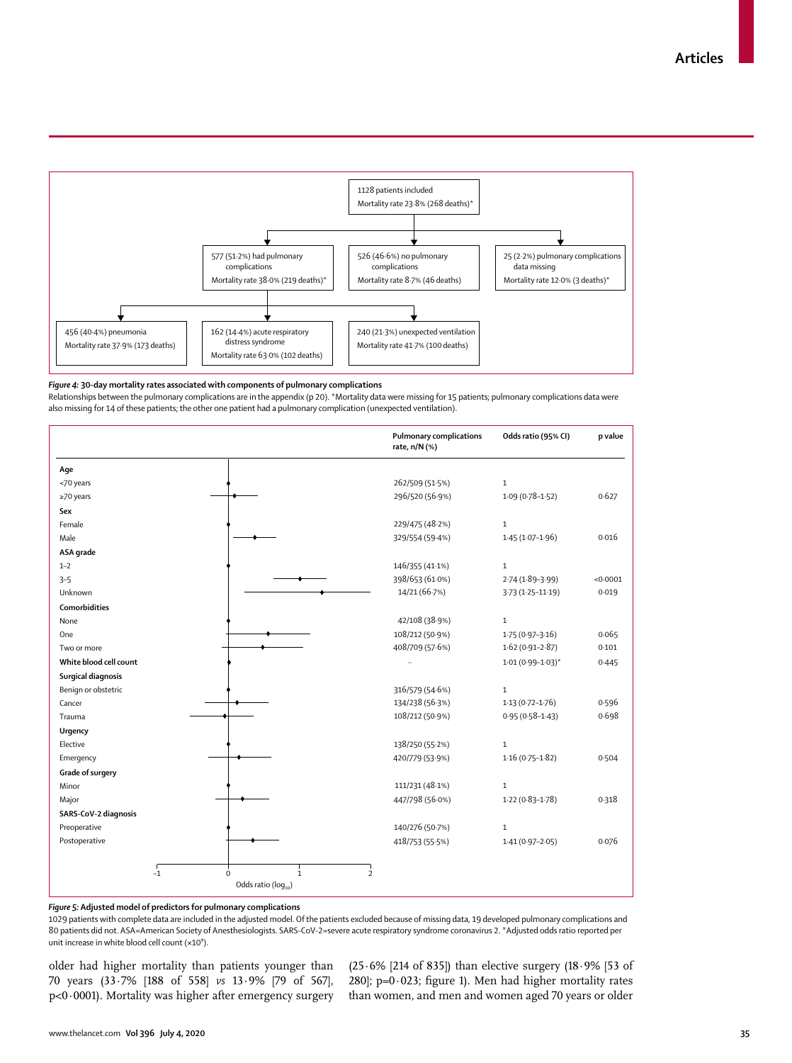1128 patients included
Mortality rate 23·8% (268 deaths)*

577 (51·2%) had pulmonary complications
Mortality rate 38·0% (219 deaths)*

526 (46·6%) no pulmonary complications
Mortality rate 8·7% (46 deaths)

25 (2·2%) pulmonary complications data missing
Mortality rate 12·0% (3 deaths)*

456 (40·4%) pneumonia
Mortality rate 37·9% (173 deaths)

162 (14·4%) acute respiratory distress syndrome
Mortality rate 63·0% (102 deaths)

240 (21·3%) unexpected ventilation
Mortality rate 41·7% (100 deaths)

***Figure 4:*** **30-day mortality rates associated with components of pulmonary complications**
Relationships between the pulmonary complications are in the appendix (p 20). *Mortality data were missing for 15 patients; pulmonary complications data were also missing for 14 of these patients; the other one patient had a pulmonary complication (unexpected ventilation).

| | Pulmonary complications rate, n/N (%) | Odds ratio (95% CI) | p value |
|---|---|---|---|
| **Age** | | | |
| <70 years | 262/509 (51·5%) | 1 | |
| ≥70 years | 296/520 (56·9%) | 1·09 (0·78–1·52) | 0·627 |
| **Sex** | | | |
| Female | 229/475 (48·2%) | 1 | |
| Male | 329/554 (59·4%) | 1·45 (1·07–1·96) | 0·016 |
| **ASA grade** | | | |
| 1–2 | 146/355 (41·1%) | 1 | |
| 3–5 | 398/653 (61·0%) | 2·74 (1·89–3·99) | <0·0001 |
| Unknown | 14/21 (66·7%) | 3·73 (1·25–11·19) | 0·019 |
| **Comorbidities** | | | |
| None | 42/108 (38·9%) | 1 | |
| One | 108/212 (50·9%) | 1·75 (0·97–3·16) | 0·065 |
| Two or more | 408/709 (57·6%) | 1·62 (0·91–2·87) | 0·101 |
| **White blood cell count** | .. | 1·01 (0·99–1·03)* | 0·445 |
| **Surgical diagnosis** | | | |
| Benign or obstetric | 316/579 (54·6%) | 1 | |
| Cancer | 134/238 (56·3%) | 1·13 (0·72–1·76) | 0·596 |
| Trauma | 108/212 (50·9%) | 0·95 (0·58–1·43) | 0·698 |
| **Urgency** | | | |
| Elective | 138/250 (55·2%) | 1 | |
| Emergency | 420/779 (53·9%) | 1·16 (0·75–1·82) | 0·504 |
| **Grade of surgery** | | | |
| Minor | 111/231 (48·1%) | 1 | |
| Major | 447/798 (56·0%) | 1·22 (0·83–1·78) | 0·318 |
| **SARS-CoV-2 diagnosis** | | | |
| Preoperative | 140/276 (50·7%) | 1 | |
| Postoperative | 418/753 (55·5%) | 1·41 (0·97–2·05) | 0·076 |

Odds ratio ($\log_{10}$)

***Figure 5:*** **Adjusted model of predictors for pulmonary complications**
1029 patients with complete data are included in the adjusted model. Of the patients excluded because of missing data, 19 developed pulmonary complications and 80 patients did not. ASA=American Society of Anesthesiologists. SARS-CoV-2=severe acute respiratory syndrome coronavirus 2. *Adjusted odds ratio reported per unit increase in white blood cell count ($\times10^9$).

older had higher mortality than patients younger than 70 years (33·7% [188 of 558] *vs* 13·9% [79 of 567], p<0·0001). Mortality was higher after emergency surgery (25·6% [214 of 835]) than elective surgery (18·9% [53 of 280]; p=0·023; figure 1). Men had higher mortality rates than women, and men and women aged 70 years or older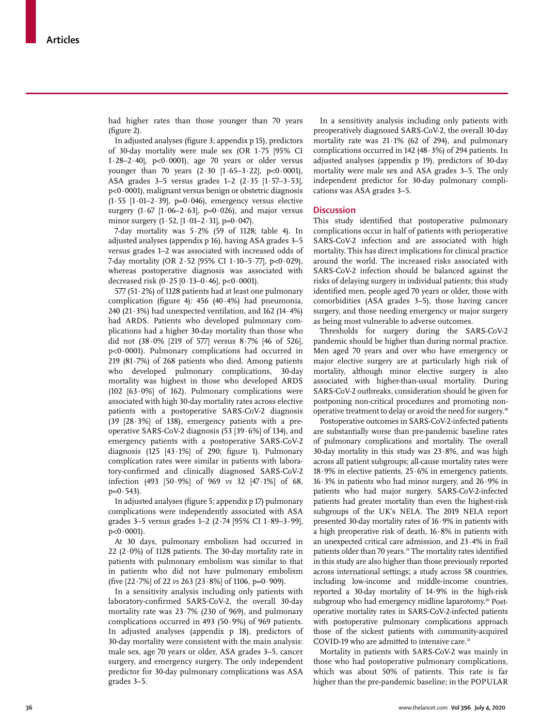had higher rates than those younger than 70 years (figure 2).

In adjusted analyses (figure 3; appendix p 15), predictors of 30-day mortality were male sex (OR 1·75 [95% CI 1·28–2·40], p<0·0001), age 70 years or older versus younger than 70 years (2·30 [1·65–3·22], p<0·0001), ASA grades 3–5 versus grades 1–2 (2·35 [1·57–3·53], p<0·0001), malignant versus benign or obstetric diagnosis (1·55 [1·01–2·39], p=0·046), emergency versus elective surgery (1·67 [1·06–2·63], p=0·026), and major versus minor surgery (1·52, [1·01–2·31], p=0·047).

7-day mortality was 5·2% (59 of 1128; table 4). In adjusted analyses (appendix p 16), having ASA grades 3–5 versus grades 1–2 was associated with increased odds of 7-day mortality (OR 2·52 [95% CI 1·10–5·77], p<0·029), whereas postoperative diagnosis was associated with decreased risk (0·25 [0·13–0·46], p<0·0001).

577 (51·2%) of 1128 patients had at least one pulmonary complication (figure 4): 456 (40·4%) had pneumonia, 240 (21·3%) had unexpected ventilation, and 162 (14·4%) had ARDS. Patients who developed pulmonary complications had a higher 30-day mortality than those who did not (38·0% [219 of 577] versus 8·7% [46 of 526], p<0·0001). Pulmonary complications had occurred in 219 (81·7%) of 268 patients who died. Among patients who developed pulmonary complications, 30-day mortality was highest in those who developed ARDS (102 [63·0%] of 162). Pulmonary complications were associated with high 30-day mortality rates across elective patients with a postoperative SARS-CoV-2 diagnosis (39 [28·3%] of 138), emergency patients with a preoperative SARS-CoV-2 diagnosis (53 [39·6%] of 134), and emergency patients with a postoperative SARS-CoV-2 diagnosis (125 [43·1%] of 290; figure 1). Pulmonary complication rates were similar in patients with laboratory-confirmed and clinically diagnosed SARS-CoV-2 infection (493 [50·9%] of 969 *vs* 32 [47·1%] of 68, p=0·543).

In adjusted analyses (figure 5; appendix p 17) pulmonary complications were independently associated with ASA grades 3–5 versus grades 1–2 (2·74 [95% CI 1·89–3·99], p<0·0001).

At 30 days, pulmonary embolism had occurred in 22 (2·0%) of 1128 patients. The 30-day mortality rate in patients with pulmonary embolism was similar to that in patients who did not have pulmonary embolism (five [22·7%] of 22 *vs* 263 [23·8%] of 1106, p=0·909).

In a sensitivity analysis including only patients with laboratory-confirmed SARS-CoV-2, the overall 30-day mortality rate was 23·7% (230 of 969), and pulmonary complications occurred in 493 (50·9%) of 969 patients. In adjusted analyses (appendix p 18), predictors of 30-day mortality were consistent with the main analysis: male sex, age 70 years or older, ASA grades 3–5, cancer surgery, and emergency surgery. The only independent predictor for 30-day pulmonary complications was ASA grades 3–5.

In a sensitivity analysis including only patients with preoperatively diagnosed SARS-CoV-2, the overall 30-day mortality rate was 21·1% (62 of 294), and pulmonary complications occurred in 142 (48·3%) of 294 patients. In adjusted analyses (appendix p 19), predictors of 30-day mortality were male sex and ASA grades 3–5. The only independent predictor for 30-day pulmonary complications was ASA grades 3–5.

## Discussion

This study identified that postoperative pulmonary complications occur in half of patients with perioperative SARS-CoV-2 infection and are associated with high mortality. This has direct implications for clinical practice around the world. The increased risks associated with SARS-CoV-2 infection should be balanced against the risks of delaying surgery in individual patients; this study identified men, people aged 70 years or older, those with comorbidities (ASA grades 3–5), those having cancer surgery, and those needing emergency or major surgery as being most vulnerable to adverse outcomes.

Thresholds for surgery during the SARS-CoV-2 pandemic should be higher than during normal practice. Men aged 70 years and over who have emergency or major elective surgery are at particularly high risk of mortality, although minor elective surgery is also associated with higher-than-usual mortality. During SARS-CoV-2 outbreaks, consideration should be given for postponing non-critical procedures and promoting non-operative treatment to delay or avoid the need for surgery.[18]

Postoperative outcomes in SARS-CoV-2-infected patients are substantially worse than pre-pandemic baseline rates of pulmonary complications and mortality. The overall 30-day mortality in this study was 23·8%, and was high across all patient subgroups; all-cause mortality rates were 18·9% in elective patients, 25·6% in emergency patients, 16·3% in patients who had minor surgery, and 26·9% in patients who had major surgery. SARS-CoV-2-infected patients had greater mortality than even the highest-risk subgroups of the UK's NELA. The 2019 NELA report presented 30-day mortality rates of 16·9% in patients with a high preoperative risk of death, 16·8% in patients with an unexpected critical care admission, and 23·4% in frail patients older than 70 years.[19] The mortality rates identified in this study are also higher than those previously reported across international settings; a study across 58 countries, including low-income and middle-income countries, reported a 30-day mortality of 14·9% in the high-risk subgroup who had emergency midline laparotomy.[20] Postoperative mortality rates in SARS-CoV-2-infected patients with postoperative pulmonary complications approach those of the sickest patients with community-acquired COVID-19 who are admitted to intensive care.[21]

Mortality in patients with SARS-CoV-2 was mainly in those who had postoperative pulmonary complications, which was about 50% of patients. This rate is far higher than the pre-pandemic baseline; in the POPULAR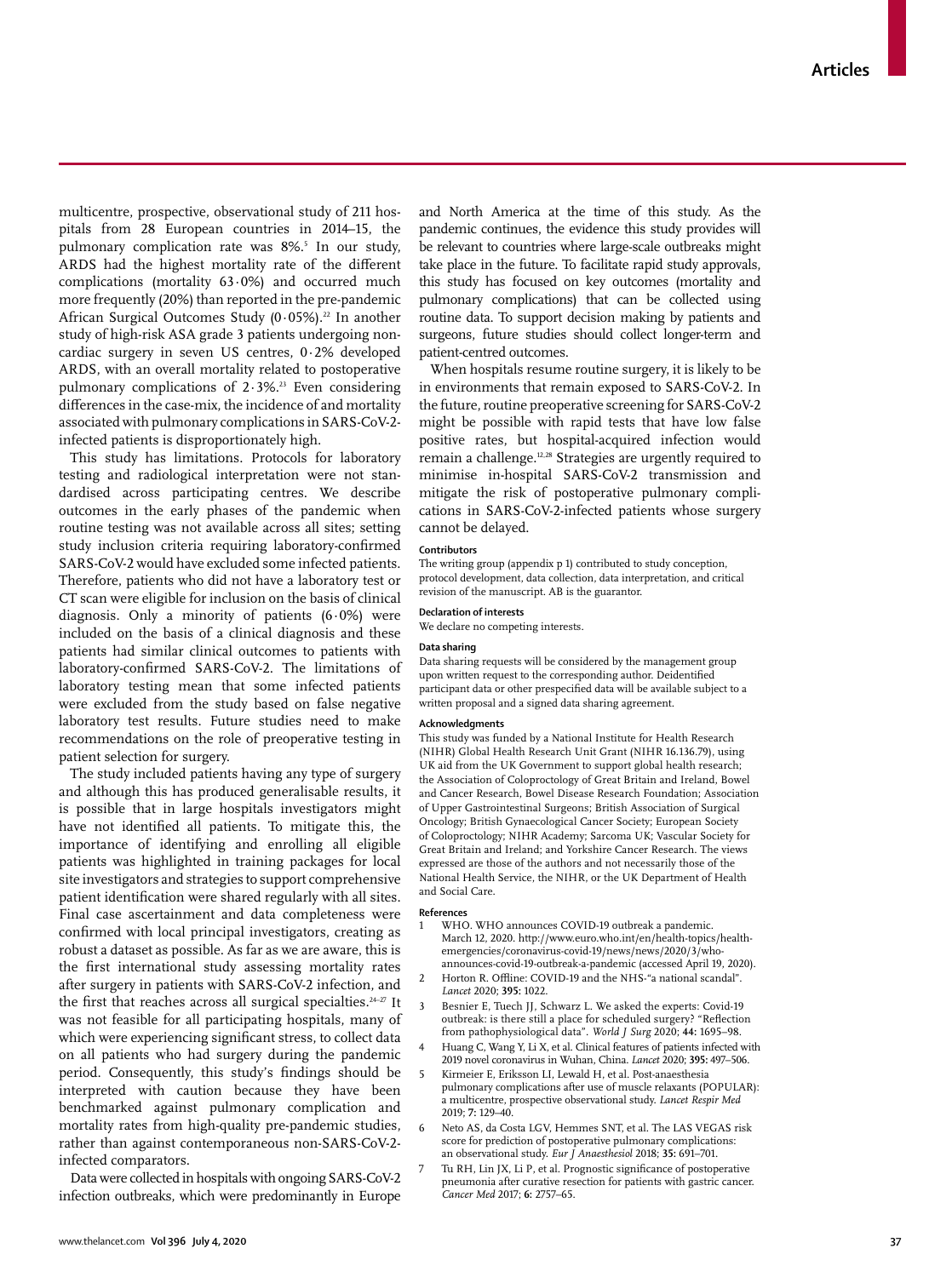multicentre, prospective, observational study of 211 hospitals from 28 European countries in 2014–15, the pulmonary complication rate was 8%.[5] In our study, ARDS had the highest mortality rate of the different complications (mortality 63·0%) and occurred much more frequently (20%) than reported in the pre-pandemic African Surgical Outcomes Study (0·05%).[22] In another study of high-risk ASA grade 3 patients undergoing non-cardiac surgery in seven US centres, 0·2% developed ARDS, with an overall mortality related to postoperative pulmonary complications of 2·3%.[23] Even considering differences in the case-mix, the incidence of and mortality associated with pulmonary complications in SARS-CoV-2-infected patients is disproportionately high.

This study has limitations. Protocols for laboratory testing and radiological interpretation were not standardised across participating centres. We describe outcomes in the early phases of the pandemic when routine testing was not available across all sites; setting study inclusion criteria requiring laboratory-confirmed SARS-CoV-2 would have excluded some infected patients. Therefore, patients who did not have a laboratory test or CT scan were eligible for inclusion on the basis of clinical diagnosis. Only a minority of patients (6·0%) were included on the basis of a clinical diagnosis and these patients had similar clinical outcomes to patients with laboratory-confirmed SARS-CoV-2. The limitations of laboratory testing mean that some infected patients were excluded from the study based on false negative laboratory test results. Future studies need to make recommendations on the role of preoperative testing in patient selection for surgery.

The study included patients having any type of surgery and although this has produced generalisable results, it is possible that in large hospitals investigators might have not identified all patients. To mitigate this, the importance of identifying and enrolling all eligible patients was highlighted in training packages for local site investigators and strategies to support comprehensive patient identification were shared regularly with all sites. Final case ascertainment and data completeness were confirmed with local principal investigators, creating as robust a dataset as possible. As far as we are aware, this is the first international study assessing mortality rates after surgery in patients with SARS-CoV-2 infection, and the first that reaches across all surgical specialties.[24–27] It was not feasible for all participating hospitals, many of which were experiencing significant stress, to collect data on all patients who had surgery during the pandemic period. Consequently, this study's findings should be interpreted with caution because they have been benchmarked against pulmonary complication and mortality rates from high-quality pre-pandemic studies, rather than against contemporaneous non-SARS-CoV-2-infected comparators.

Data were collected in hospitals with ongoing SARS-CoV-2 infection outbreaks, which were predominantly in Europe and North America at the time of this study. As the pandemic continues, the evidence this study provides will be relevant to countries where large-scale outbreaks might take place in the future. To facilitate rapid study approvals, this study has focused on key outcomes (mortality and pulmonary complications) that can be collected using routine data. To support decision making by patients and surgeons, future studies should collect longer-term and patient-centred outcomes.

When hospitals resume routine surgery, it is likely to be in environments that remain exposed to SARS-CoV-2. In the future, routine preoperative screening for SARS-CoV-2 might be possible with rapid tests that have low false positive rates, but hospital-acquired infection would remain a challenge.[12,28] Strategies are urgently required to minimise in-hospital SARS-CoV-2 transmission and mitigate the risk of postoperative pulmonary complications in SARS-CoV-2-infected patients whose surgery cannot be delayed.

#### Contributors

The writing group (appendix p 1) contributed to study conception, protocol development, data collection, data interpretation, and critical revision of the manuscript. AB is the guarantor.

#### Declaration of interests

We declare no competing interests.

#### Data sharing

Data sharing requests will be considered by the management group upon written request to the corresponding author. Deidentified participant data or other prespecified data will be available subject to a written proposal and a signed data sharing agreement.

#### Acknowledgments

This study was funded by a National Institute for Health Research (NIHR) Global Health Research Unit Grant (NIHR 16.136.79), using UK aid from the UK Government to support global health research; the Association of Coloproctology of Great Britain and Ireland, Bowel and Cancer Research, Bowel Disease Research Foundation; Association of Upper Gastrointestinal Surgeons; British Association of Surgical Oncology; British Gynaecological Cancer Society; European Society of Coloproctology; NIHR Academy; Sarcoma UK; Vascular Society for Great Britain and Ireland; and Yorkshire Cancer Research. The views expressed are those of the authors and not necessarily those of the National Health Service, the NIHR, or the UK Department of Health and Social Care.

#### References

1. WHO. WHO announces COVID-19 outbreak a pandemic. March 12, 2020. http://www.euro.who.int/en/health-topics/health-emergencies/coronavirus-covid-19/news/news/2020/3/who-announces-covid-19-outbreak-a-pandemic (accessed April 19, 2020).
2. Horton R. Offline: COVID-19 and the NHS-"a national scandal". *Lancet* 2020; **395:** 1022.
3. Besnier E, Tuech JJ, Schwarz L. We asked the experts: Covid-19 outbreak: is there still a place for scheduled surgery? "Reflection from pathophysiological data". *World J Surg* 2020; **44:** 1695–98.
4. Huang C, Wang Y, Li X, et al. Clinical features of patients infected with 2019 novel coronavirus in Wuhan, China. *Lancet* 2020; **395:** 497–506.
5. Kirmeier E, Eriksson LI, Lewald H, et al. Post-anaesthesia pulmonary complications after use of muscle relaxants (POPULAR): a multicentre, prospective observational study. *Lancet Respir Med* 2019; **7:** 129–40.
6. Neto AS, da Costa LGV, Hemmes SNT, et al. The LAS VEGAS risk score for prediction of postoperative pulmonary complications: an observational study. *Eur J Anaesthesiol* 2018; **35:** 691–701.
7. Tu RH, Lin JX, Li P, et al. Prognostic significance of postoperative pneumonia after curative resection for patients with gastric cancer. *Cancer Med* 2017; **6:** 2757–65.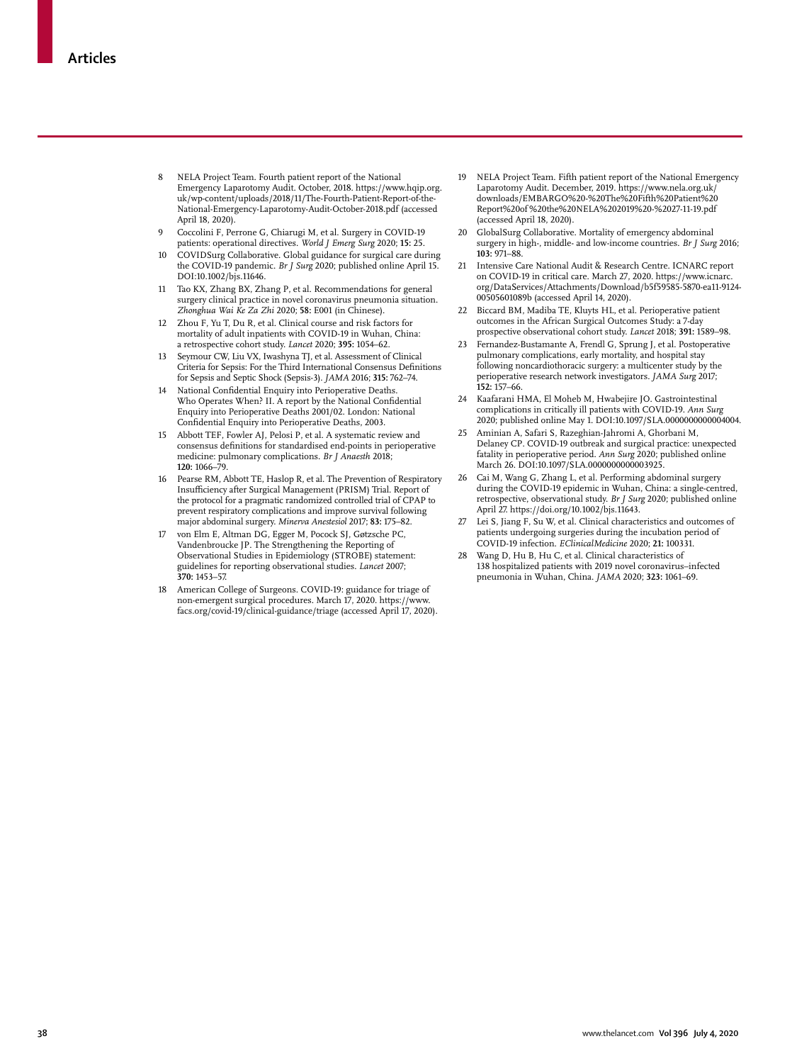8 NELA Project Team. Fourth patient report of the National Emergency Laparotomy Audit. October, 2018. https://www.hqip.org.uk/wp-content/uploads/2018/11/The-Fourth-Patient-Report-of-the-National-Emergency-Laparotomy-Audit-October-2018.pdf (accessed April 18, 2020).

9 Coccolini F, Perrone G, Chiarugi M, et al. Surgery in COVID-19 patients: operational directives. *World J Emerg Surg* 2020; **15:** 25.

10 COVIDSurg Collaborative. Global guidance for surgical care during the COVID-19 pandemic. *Br J Surg* 2020; published online April 15. DOI:10.1002/bjs.11646.

11 Tao KX, Zhang BX, Zhang P, et al. Recommendations for general surgery clinical practice in novel coronavirus pneumonia situation. *Zhonghua Wai Ke Za Zhi* 2020; **58:** E001 (in Chinese).

12 Zhou F, Yu T, Du R, et al. Clinical course and risk factors for mortality of adult inpatients with COVID-19 in Wuhan, China: a retrospective cohort study. *Lancet* 2020; **395:** 1054–62.

13 Seymour CW, Liu VX, Iwashyna TJ, et al. Assessment of Clinical Criteria for Sepsis: For the Third International Consensus Definitions for Sepsis and Septic Shock (Sepsis-3). *JAMA* 2016; **315:** 762–74.

14 National Confidential Enquiry into Perioperative Deaths. Who Operates When? II. A report by the National Confidential Enquiry into Perioperative Deaths 2001/02. London: National Confidential Enquiry into Perioperative Deaths, 2003.

15 Abbott TEF, Fowler AJ, Pelosi P, et al. A systematic review and consensus definitions for standardised end-points in perioperative medicine: pulmonary complications. *Br J Anaesth* 2018; **120:** 1066–79.

16 Pearse RM, Abbott TE, Haslop R, et al. The Prevention of Respiratory Insufficiency after Surgical Management (PRISM) Trial. Report of the protocol for a pragmatic randomized controlled trial of CPAP to prevent respiratory complications and improve survival following major abdominal surgery. *Minerva Anestesiol* 2017; **83:** 175–82.

17 von Elm E, Altman DG, Egger M, Pocock SJ, Gøtzsche PC, Vandenbroucke JP. The Strengthening the Reporting of Observational Studies in Epidemiology (STROBE) statement: guidelines for reporting observational studies. *Lancet* 2007; **370:** 1453–57.

18 American College of Surgeons. COVID-19: guidance for triage of non-emergent surgical procedures. March 17, 2020. https://www.facs.org/covid-19/clinical-guidance/triage (accessed April 17, 2020).

19 NELA Project Team. Fifth patient report of the National Emergency Laparotomy Audit. December, 2019. https://www.nela.org.uk/downloads/EMBARGO%20-%20The%20Fifth%20Patient%20Report%20of%20the%20NELA%202019%20-%2027-11-19.pdf (accessed April 18, 2020).

20 GlobalSurg Collaborative. Mortality of emergency abdominal surgery in high-, middle- and low-income countries. *Br J Surg* 2016; **103:** 971–88.

21 Intensive Care National Audit & Research Centre. ICNARC report on COVID-19 in critical care. March 27, 2020. https://www.icnarc.org/DataServices/Attachments/Download/b5f59585-5870-ea11-9124-00505601089b (accessed April 14, 2020).

22 Biccard BM, Madiba TE, Kluyts HL, et al. Perioperative patient outcomes in the African Surgical Outcomes Study: a 7-day prospective observational cohort study. *Lancet* 2018; **391:** 1589–98.

23 Fernandez-Bustamante A, Frendl G, Sprung J, et al. Postoperative pulmonary complications, early mortality, and hospital stay following noncardiothoracic surgery: a multicenter study by the perioperative research network investigators. *JAMA Surg* 2017; **152:** 157–66.

24 Kaafarani HMA, El Moheb M, Hwabejire JO. Gastrointestinal complications in critically ill patients with COVID-19. *Ann Surg* 2020; published online May 1. DOI:10.1097/SLA.0000000000004004.

25 Aminian A, Safari S, Razeghian-Jahromi A, Ghorbani M, Delaney CP. COVID-19 outbreak and surgical practice: unexpected fatality in perioperative period. *Ann Surg* 2020; published online March 26. DOI:10.1097/SLA.0000000000003925.

26 Cai M, Wang G, Zhang L, et al. Performing abdominal surgery during the COVID-19 epidemic in Wuhan, China: a single-centred, retrospective, observational study. *Br J Surg* 2020; published online April 27. https://doi.org/10.1002/bjs.11643.

27 Lei S, Jiang F, Su W, et al. Clinical characteristics and outcomes of patients undergoing surgeries during the incubation period of COVID-19 infection. *EClinicalMedicine* 2020; **21:** 100331.

28 Wang D, Hu B, Hu C, et al. Clinical characteristics of 138 hospitalized patients with 2019 novel coronavirus–infected pneumonia in Wuhan, China. *JAMA* 2020; **323:** 1061–69.